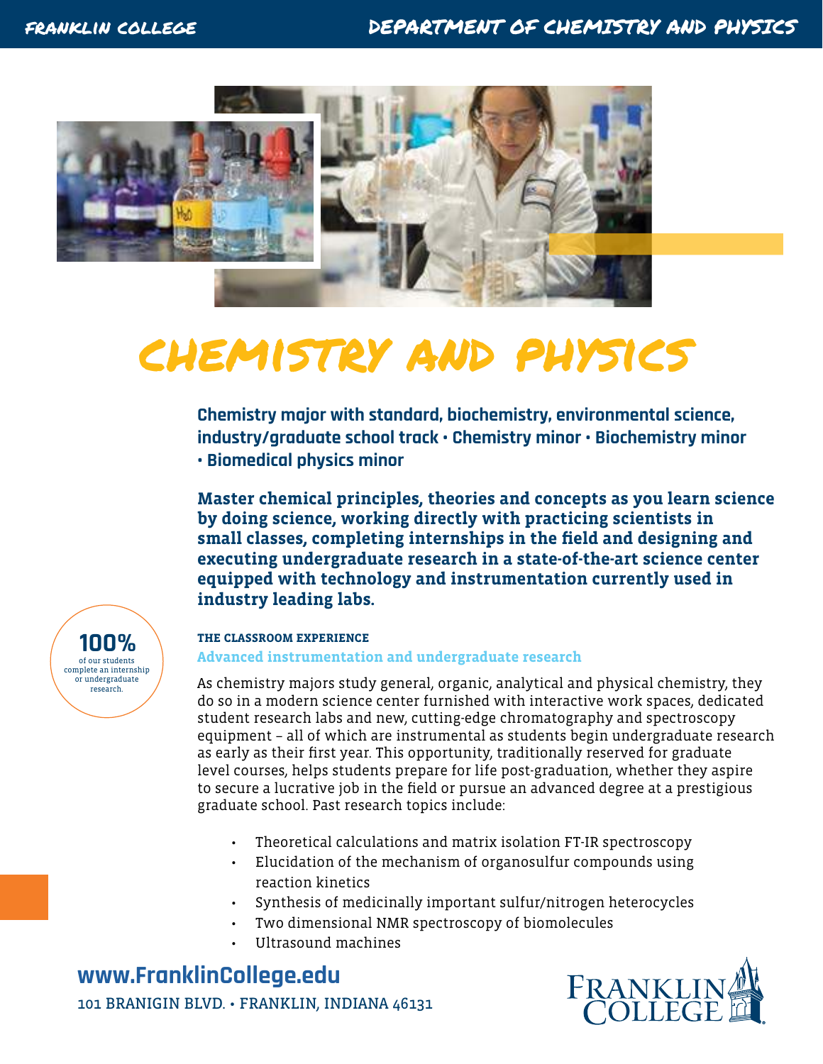# CHEMISTRY AND PHYSICS

**Chemistry major with standard, biochemistry, environmental science, industry/graduate school track • Chemistry minor • Biochemistry minor • Biomedical physics minor**

**Master chemical principles, theories and concepts as you learn science by doing science, working directly with practicing scientists in small classes, completing internships in the field and designing and executing undergraduate research in a state-of-the-art science center equipped with technology and instrumentation currently used in industry leading labs.**

**100%** of our students complete an internship or undergraduate research.

### THE CLASSROOM EXPERIENCE

**Advanced instrumentation and undergraduate research**

As chemistry majors study general, organic, analytical and physical chemistry, they do so in a modern science center furnished with interactive work spaces, dedicated student research labs and new, cutting-edge chromatography and spectroscopy equipment – all of which are instrumental as students begin undergraduate research as early as their first year. This opportunity, traditionally reserved for graduate level courses, helps students prepare for life post-graduation, whether they aspire to secure a lucrative job in the field or pursue an advanced degree at a prestigious graduate school. Past research topics include:

- Theoretical calculations and matrix isolation FT-IR spectroscopy
- Elucidation of the mechanism of organosulfur compounds using reaction kinetics
- Synthesis of medicinally important sulfur/nitrogen heterocycles
- Two dimensional NMR spectroscopy of biomolecules
- Ultrasound machines

**www.FranklinCollege.edu**

101 BRANIGIN BLVD. • FRANKLIN, INDIANA 46131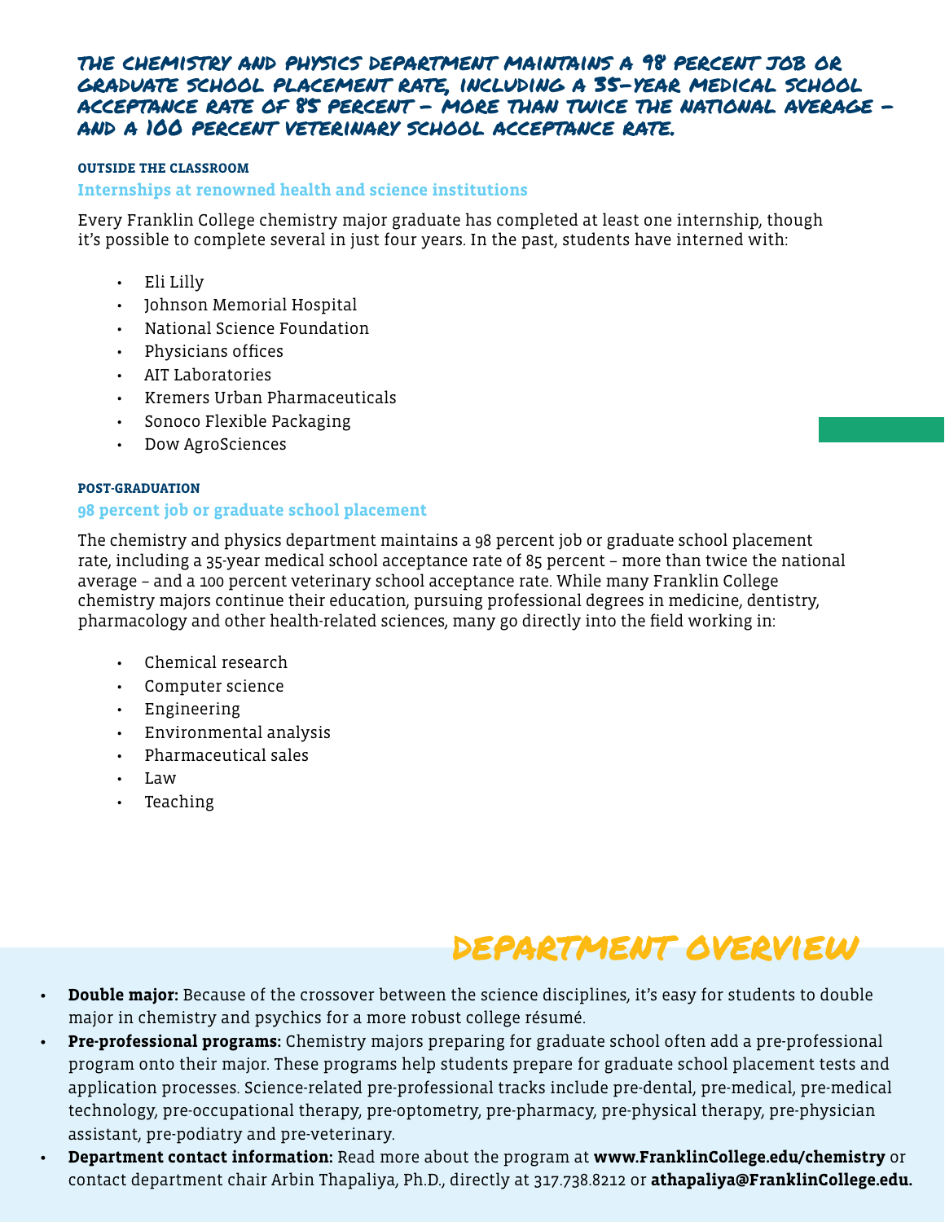**THE CHEMISTRY AND PHYSICS DEPARTMENT MAINTAINS A 98 PERCENT JOB OR GRADUATE SCHOOL PLACEMENT RATE, INCLUDING A 35-YEAR MEDICAL SCHOOL ACCEPTANCE RATE OF 85 PERCENT – MORE THAN TWICE THE NATIONAL AVERAGE – AND A 100 PERCENT VETERINARY SCHOOL ACCEPTANCE RATE.**

#### OUTSIDE THE CLASSROOM

### Internships at renowned health and science institutions

Every Franklin College chemistry major graduate has completed at least one internship, though it's possible to complete several in just four years. In the past, students have interned with:

- Eli Lilly
- Johnson Memorial Hospital
- National Science Foundation
- Physicians offices
- AIT Laboratories
- Kremers Urban Pharmaceuticals
- Sonoco Flexible Packaging
- Dow AgroSciences

#### POST-GRADUATION

### 98 percent job or graduate school placement

The chemistry and physics department maintains a 98 percent job or graduate school placement rate, including a 35-year medical school acceptance rate of 85 percent – more than twice the national average – and a 100 percent veterinary school acceptance rate. While many Franklin College chemistry majors continue their education, pursuing professional degrees in medicine, dentistry, pharmacology and other health-related sciences, many go directly into the field working in:

- Chemical research
- Computer science
- Engineering
- Environmental analysis
- Pharmaceutical sales
- Law
- Teaching

## DEPARTMENT OVERVIEW

- **Double major:** Because of the crossover between the science disciplines, it's easy for students to double major in chemistry and psychics for a more robust college résumé.
- **Pre-professional programs:** Chemistry majors preparing for graduate school often add a pre-professional program onto their major. These programs help students prepare for graduate school placement tests and application processes. Science-related pre-professional tracks include pre-dental, pre-medical, pre-medical technology, pre-occupational therapy, pre-optometry, pre-pharmacy, pre-physical therapy, pre-physician assistant, pre-podiatry and pre-veterinary.
- **Department contact information:** Read more about the program at **www.FranklinCollege.edu/chemistry** or contact department chair Arbin Thapaliya, Ph.D., directly at 317.738.8212 or **athapaliya@FranklinCollege.edu.**